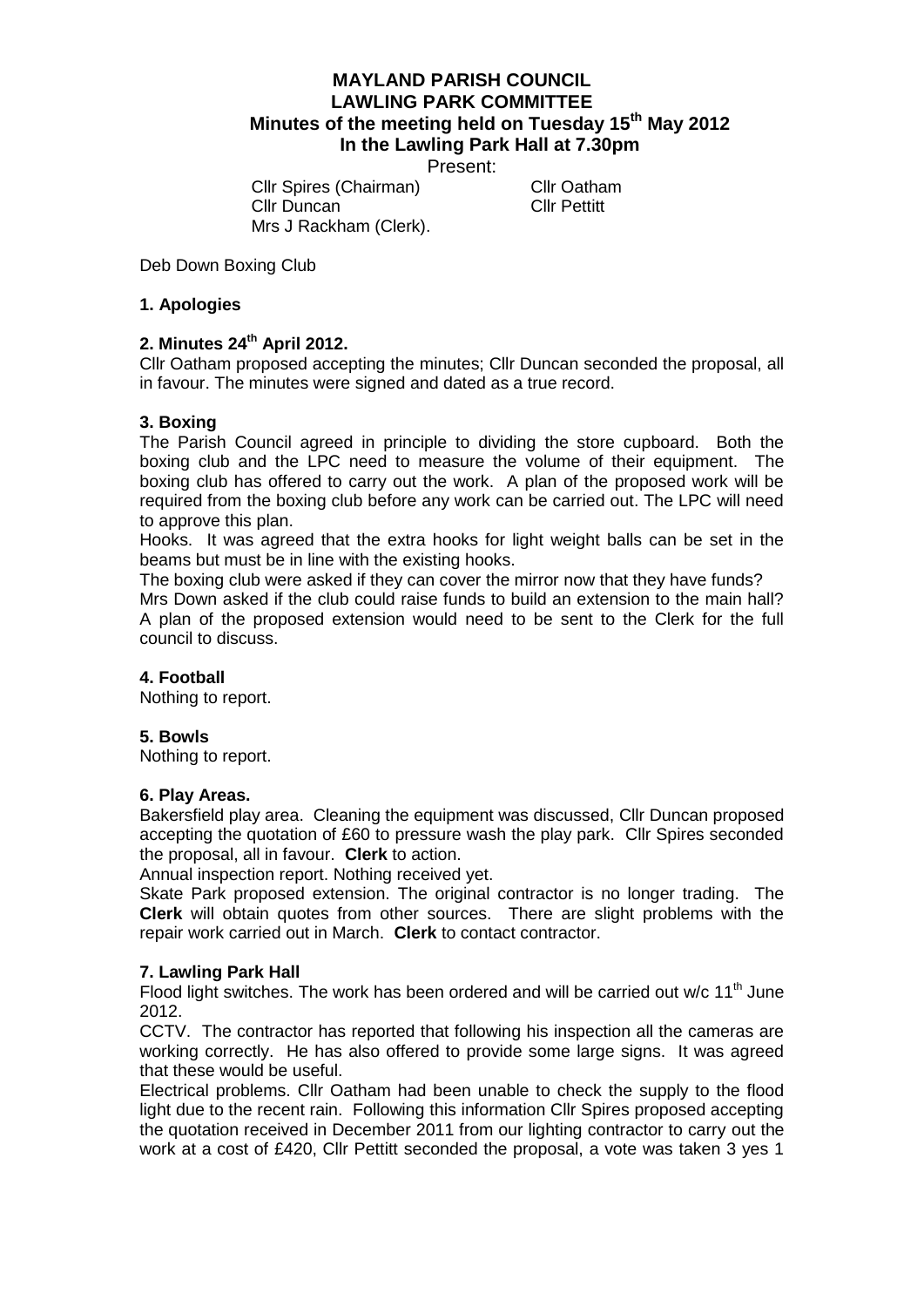# MAYLAND PARISH COUNCIL
## LAWLING PARK COMMITTEE
### Minutes of the meeting held on Tuesday 15th May 2012
### In the Lawling Park Hall at 7.30pm

Present:

Cllr Spires (Chairman) Cllr Oatham
Cllr Duncan Cllr Pettitt
Mrs J Rackham (Clerk).

Deb Down Boxing Club

### 1. Apologies

### 2. Minutes 24th April 2012.

Cllr Oatham proposed accepting the minutes; Cllr Duncan seconded the proposal, all in favour. The minutes were signed and dated as a true record.

### 3. Boxing

The Parish Council agreed in principle to dividing the store cupboard. Both the boxing club and the LPC need to measure the volume of their equipment. The boxing club has offered to carry out the work. A plan of the proposed work will be required from the boxing club before any work can be carried out. The LPC will need to approve this plan.

Hooks. It was agreed that the extra hooks for light weight balls can be set in the beams but must be in line with the existing hooks.

The boxing club were asked if they can cover the mirror now that they have funds?

Mrs Down asked if the club could raise funds to build an extension to the main hall? A plan of the proposed extension would need to be sent to the Clerk for the full council to discuss.

### 4. Football

Nothing to report.

### 5. Bowls

Nothing to report.

### 6. Play Areas.

Bakersfield play area. Cleaning the equipment was discussed, Cllr Duncan proposed accepting the quotation of £60 to pressure wash the play park. Cllr Spires seconded the proposal, all in favour. **Clerk** to action.

Annual inspection report. Nothing received yet.

Skate Park proposed extension. The original contractor is no longer trading. The **Clerk** will obtain quotes from other sources. There are slight problems with the repair work carried out in March. **Clerk** to contact contractor.

### 7. Lawling Park Hall

Flood light switches. The work has been ordered and will be carried out w/c 11th June 2012.

CCTV. The contractor has reported that following his inspection all the cameras are working correctly. He has also offered to provide some large signs. It was agreed that these would be useful.

Electrical problems. Cllr Oatham had been unable to check the supply to the flood light due to the recent rain. Following this information Cllr Spires proposed accepting the quotation received in December 2011 from our lighting contractor to carry out the work at a cost of £420, Cllr Pettitt seconded the proposal, a vote was taken 3 yes 1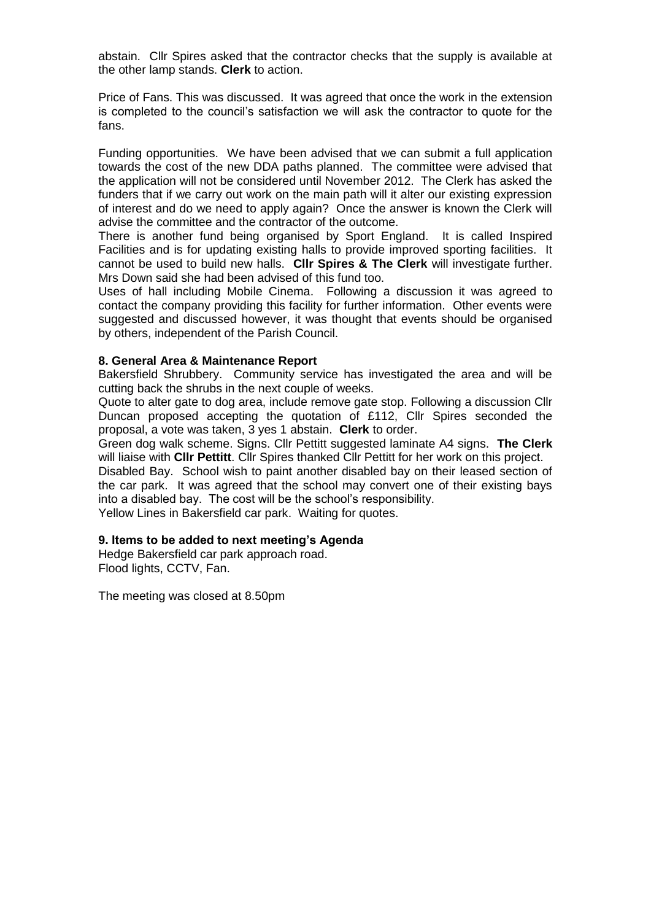abstain. Cllr Spires asked that the contractor checks that the supply is available at the other lamp stands. **Clerk** to action.

Price of Fans. This was discussed. It was agreed that once the work in the extension is completed to the council's satisfaction we will ask the contractor to quote for the fans.

Funding opportunities. We have been advised that we can submit a full application towards the cost of the new DDA paths planned. The committee were advised that the application will not be considered until November 2012. The Clerk has asked the funders that if we carry out work on the main path will it alter our existing expression of interest and do we need to apply again? Once the answer is known the Clerk will advise the committee and the contractor of the outcome.
There is another fund being organised by Sport England. It is called Inspired Facilities and is for updating existing halls to provide improved sporting facilities. It cannot be used to build new halls. **Cllr Spires & The Clerk** will investigate further. Mrs Down said she had been advised of this fund too.
Uses of hall including Mobile Cinema. Following a discussion it was agreed to contact the company providing this facility for further information. Other events were suggested and discussed however, it was thought that events should be organised by others, independent of the Parish Council.

**8. General Area & Maintenance Report**
Bakersfield Shrubbery. Community service has investigated the area and will be cutting back the shrubs in the next couple of weeks.
Quote to alter gate to dog area, include remove gate stop. Following a discussion Cllr Duncan proposed accepting the quotation of £112, Cllr Spires seconded the proposal, a vote was taken, 3 yes 1 abstain. **Clerk** to order.
Green dog walk scheme. Signs. Cllr Pettitt suggested laminate A4 signs. **The Clerk** will liaise with **Cllr Pettitt**. Cllr Spires thanked Cllr Pettitt for her work on this project.
Disabled Bay. School wish to paint another disabled bay on their leased section of the car park. It was agreed that the school may convert one of their existing bays into a disabled bay. The cost will be the school's responsibility.
Yellow Lines in Bakersfield car park. Waiting for quotes.

**9. Items to be added to next meeting's Agenda**
Hedge Bakersfield car park approach road.
Flood lights, CCTV, Fan.

The meeting was closed at 8.50pm